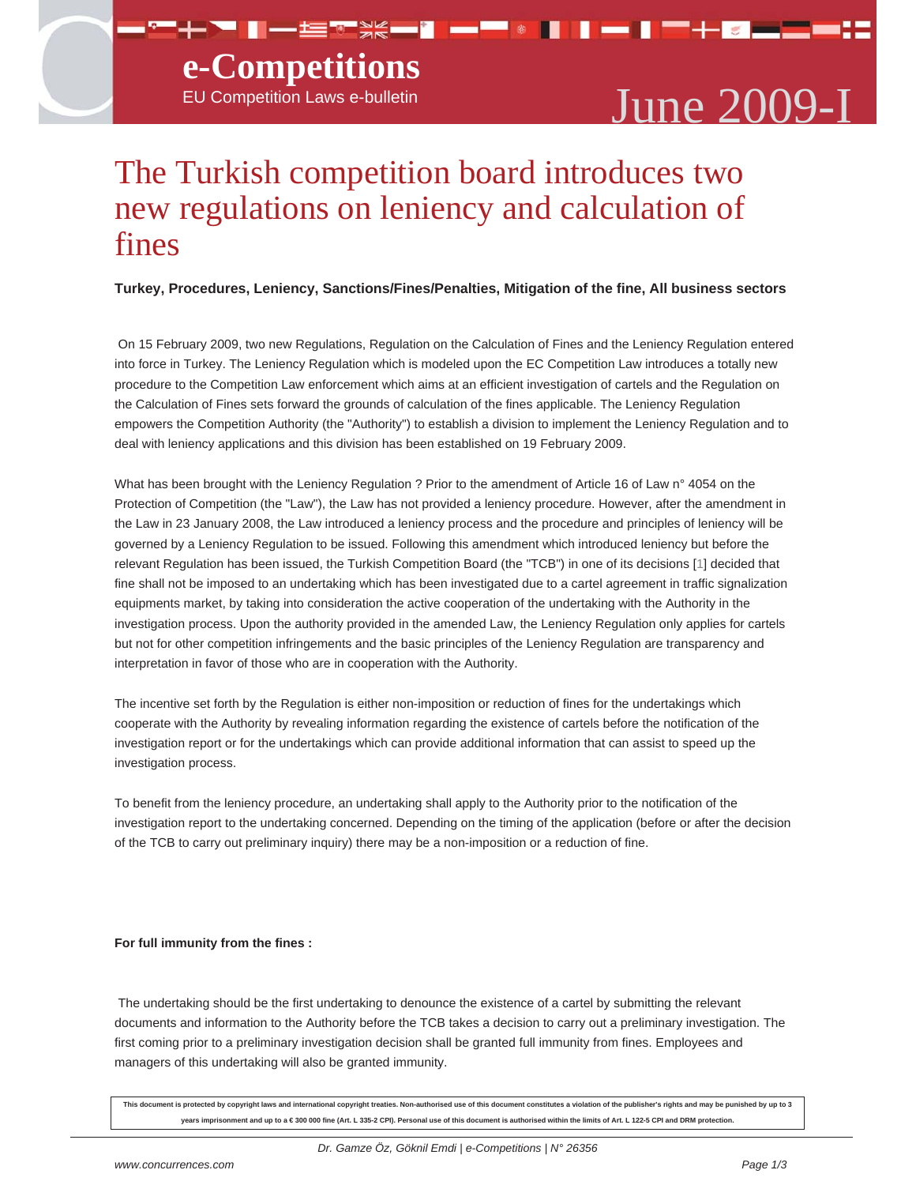# The Turkish competition board introduces two new regulations on leniency and calculation of fines

**Turkey, Procedures, Leniency, Sanctions/Fines/Penalties, Mitigation of the fine, All business sectors**

On 15 February 2009, two new Regulations, Regulation on the Calculation of Fines and the Leniency Regulation entered into force in Turkey. The Leniency Regulation which is modeled upon the EC Competition Law introduces a totally new procedure to the Competition Law enforcement which aims at an efficient investigation of cartels and the Regulation on the Calculation of Fines sets forward the grounds of calculation of the fines applicable. The Leniency Regulation empowers the Competition Authority (the "Authority") to establish a division to implement the Leniency Regulation and to deal with leniency applications and this division has been established on 19 February 2009.

What has been brought with the Leniency Regulation ? Prior to the amendment of Article 16 of Law n° 4054 on the Protection of Competition (the "Law"), the Law has not provided a leniency procedure. However, after the amendment in the Law in 23 January 2008, the Law introduced a leniency process and the procedure and principles of leniency will be governed by a Leniency Regulation to be issued. Following this amendment which introduced leniency but before the relevant Regulation has been issued, the Turkish Competition Board (the "TCB") in one of its decisions [1] decided that fine shall not be imposed to an undertaking which has been investigated due to a cartel agreement in traffic signalization equipments market, by taking into consideration the active cooperation of the undertaking with the Authority in the investigation process. Upon the authority provided in the amended Law, the Leniency Regulation only applies for cartels but not for other competition infringements and the basic principles of the Leniency Regulation are transparency and interpretation in favor of those who are in cooperation with the Authority.

The incentive set forth by the Regulation is either non-imposition or reduction of fines for the undertakings which cooperate with the Authority by revealing information regarding the existence of cartels before the notification of the investigation report or for the undertakings which can provide additional information that can assist to speed up the investigation process.

To benefit from the leniency procedure, an undertaking shall apply to the Authority prior to the notification of the investigation report to the undertaking concerned. Depending on the timing of the application (before or after the decision of the TCB to carry out preliminary inquiry) there may be a non-imposition or a reduction of fine.

**For full immunity from the fines :**

The undertaking should be the first undertaking to denounce the existence of a cartel by submitting the relevant documents and information to the Authority before the TCB takes a decision to carry out a preliminary investigation. The first coming prior to a preliminary investigation decision shall be granted full immunity from fines. Employees and managers of this undertaking will also be granted immunity.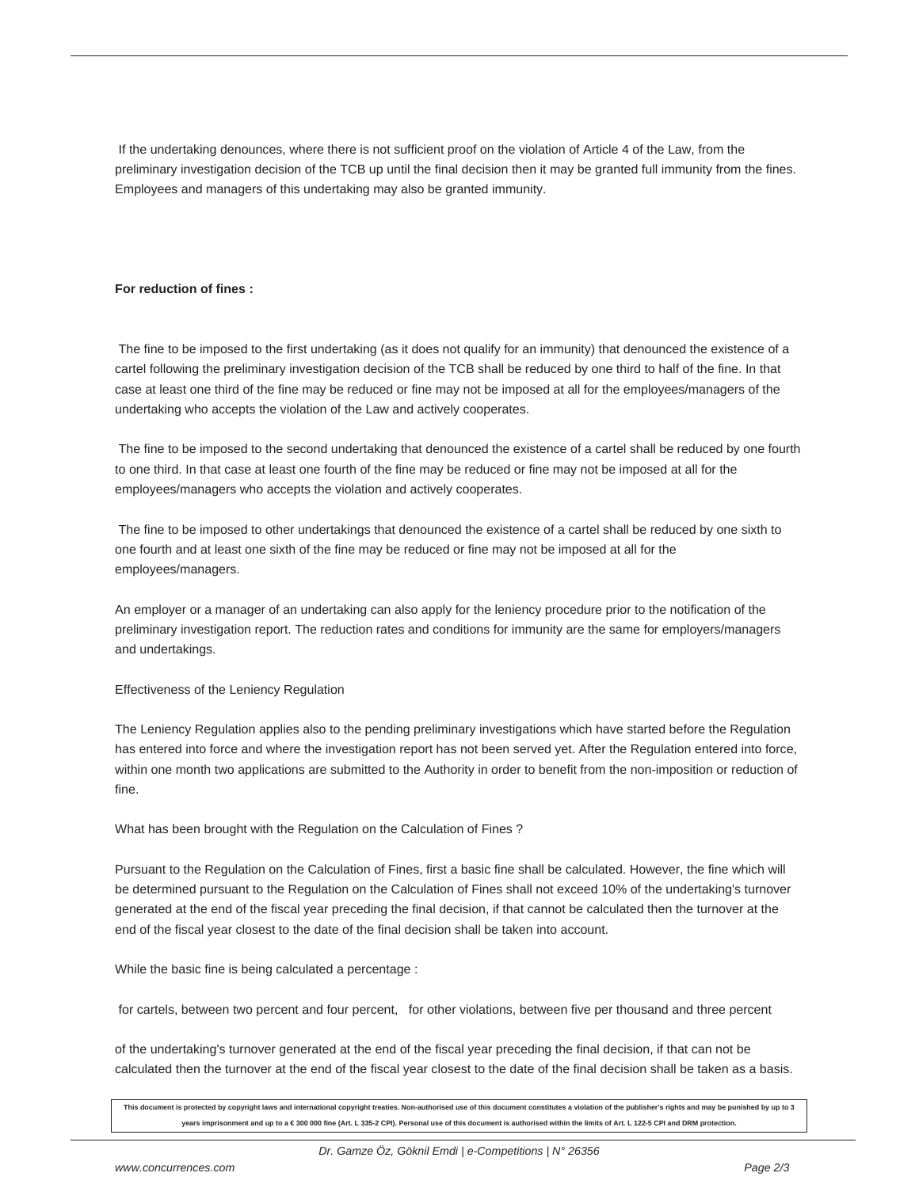If the undertaking denounces, where there is not sufficient proof on the violation of Article 4 of the Law, from the preliminary investigation decision of the TCB up until the final decision then it may be granted full immunity from the fines. Employees and managers of this undertaking may also be granted immunity.

**For reduction of fines :**

The fine to be imposed to the first undertaking (as it does not qualify for an immunity) that denounced the existence of a cartel following the preliminary investigation decision of the TCB shall be reduced by one third to half of the fine. In that case at least one third of the fine may be reduced or fine may not be imposed at all for the employees/managers of the undertaking who accepts the violation of the Law and actively cooperates.

The fine to be imposed to the second undertaking that denounced the existence of a cartel shall be reduced by one fourth to one third. In that case at least one fourth of the fine may be reduced or fine may not be imposed at all for the employees/managers who accepts the violation and actively cooperates.

The fine to be imposed to other undertakings that denounced the existence of a cartel shall be reduced by one sixth to one fourth and at least one sixth of the fine may be reduced or fine may not be imposed at all for the employees/managers.

An employer or a manager of an undertaking can also apply for the leniency procedure prior to the notification of the preliminary investigation report. The reduction rates and conditions for immunity are the same for employers/managers and undertakings.

Effectiveness of the Leniency Regulation

The Leniency Regulation applies also to the pending preliminary investigations which have started before the Regulation has entered into force and where the investigation report has not been served yet. After the Regulation entered into force, within one month two applications are submitted to the Authority in order to benefit from the non-imposition or reduction of fine.

What has been brought with the Regulation on the Calculation of Fines ?

Pursuant to the Regulation on the Calculation of Fines, first a basic fine shall be calculated. However, the fine which will be determined pursuant to the Regulation on the Calculation of Fines shall not exceed 10% of the undertaking's turnover generated at the end of the fiscal year preceding the final decision, if that cannot be calculated then the turnover at the end of the fiscal year closest to the date of the final decision shall be taken into account.

While the basic fine is being calculated a percentage :

for cartels, between two percent and four percent, for other violations, between five per thousand and three percent

of the undertaking's turnover generated at the end of the fiscal year preceding the final decision, if that can not be calculated then the turnover at the end of the fiscal year closest to the date of the final decision shall be taken as a basis.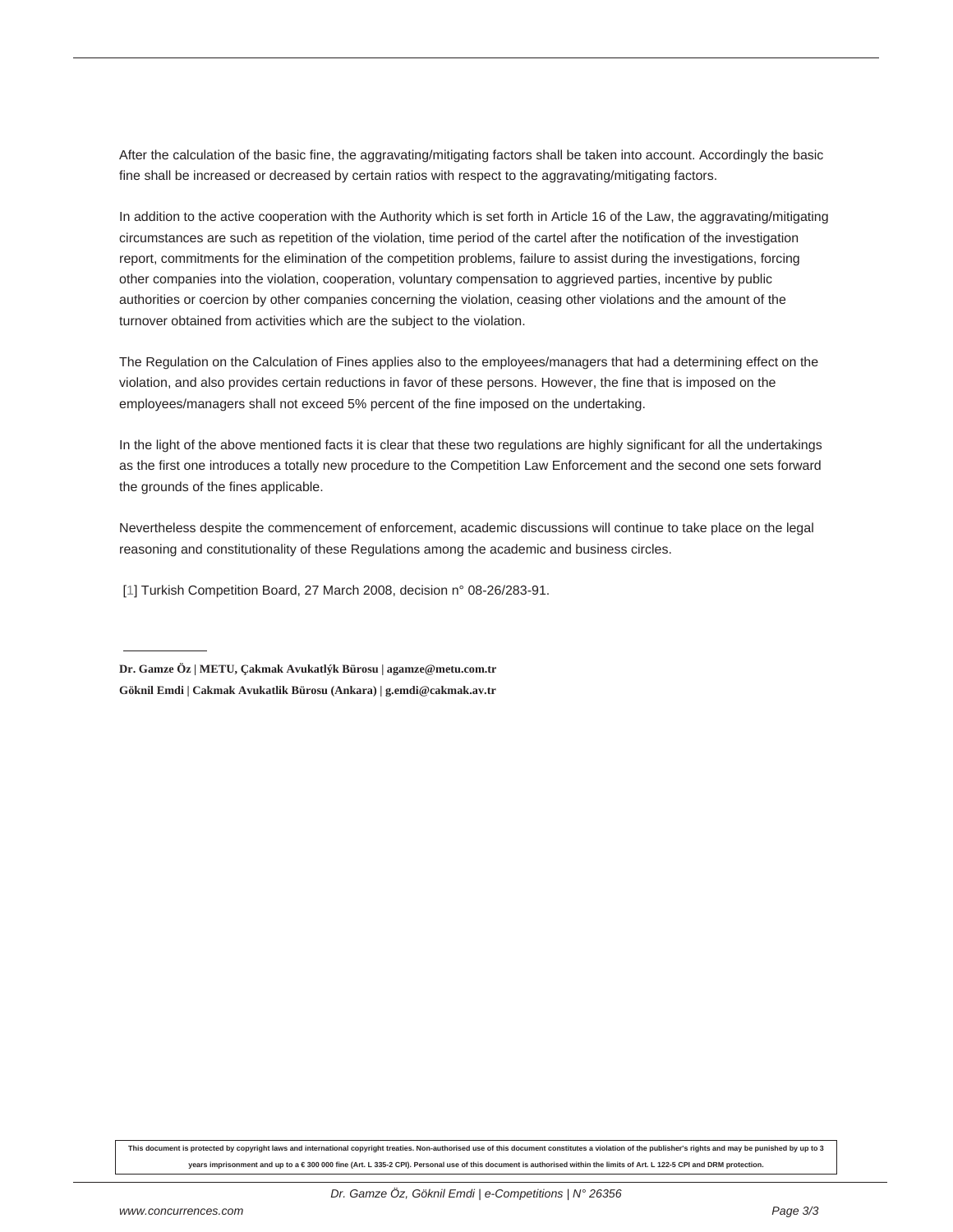After the calculation of the basic fine, the aggravating/mitigating factors shall be taken into account. Accordingly the basic fine shall be increased or decreased by certain ratios with respect to the aggravating/mitigating factors.

In addition to the active cooperation with the Authority which is set forth in Article 16 of the Law, the aggravating/mitigating circumstances are such as repetition of the violation, time period of the cartel after the notification of the investigation report, commitments for the elimination of the competition problems, failure to assist during the investigations, forcing other companies into the violation, cooperation, voluntary compensation to aggrieved parties, incentive by public authorities or coercion by other companies concerning the violation, ceasing other violations and the amount of the turnover obtained from activities which are the subject to the violation.

The Regulation on the Calculation of Fines applies also to the employees/managers that had a determining effect on the violation, and also provides certain reductions in favor of these persons. However, the fine that is imposed on the employees/managers shall not exceed 5% percent of the fine imposed on the undertaking.

In the light of the above mentioned facts it is clear that these two regulations are highly significant for all the undertakings as the first one introduces a totally new procedure to the Competition Law Enforcement and the second one sets forward the grounds of the fines applicable.

Nevertheless despite the commencement of enforcement, academic discussions will continue to take place on the legal reasoning and constitutionality of these Regulations among the academic and business circles.

[1] Turkish Competition Board, 27 March 2008, decision n° 08-26/283-91.

---

**Dr. Gamze Öz | METU, Çakmak Avukatlýk Bürosu | agamze@metu.com.tr**

**Göknil Emdi | Cakmak Avukatlik Bürosu (Ankara) | g.emdi@cakmak.av.tr**

This document is protected by copyright laws and international copyright treaties. Non-authorised use of this document constitutes a violation of the publisher's rights and may be punished by up to 3 years imprisonment and up to a € 300 000 fine (Art. L 335-2 CPI). Personal use of this document is authorised within the limits of Art. L 122-5 CPI and DRM protection.